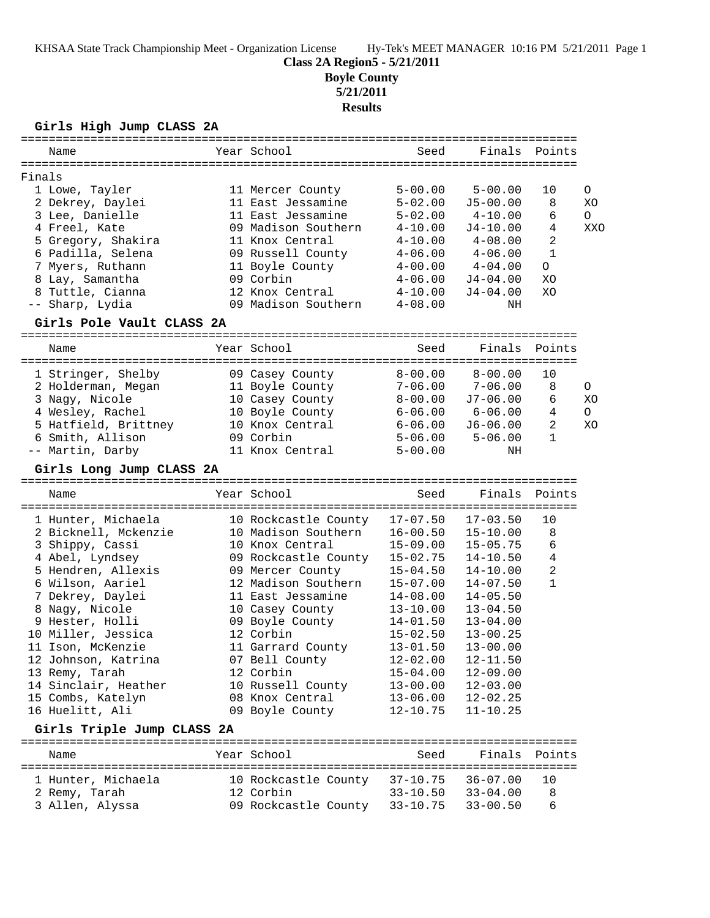KHSAA State Track Championship Meet - Organization License Hy-Tek's MEET MANAGER 10:16 PM 5/21/2011 Page 1

**Class 2A Region5 - 5/21/2011**

**Boyle County**

**5/21/2011**

**Results**

### Girls High Jump CLASS 2A

| Place | Name | Year | School | Seed | Finals | Points | |
|---|---|---|---|---|---|---|---|
| Finals | | | | | | | |
| 1 | Lowe, Tayler | 11 | Mercer County | 5-00.00 | 5-00.00 | 10 | O |
| 2 | Dekrey, Daylei | 11 | East Jessamine | 5-02.00 | J5-00.00 | 8 | XO |
| 3 | Lee, Danielle | 11 | East Jessamine | 5-02.00 | 4-10.00 | 6 | O |
| 4 | Freel, Kate | 09 | Madison Southern | 4-10.00 | J4-10.00 | 4 | XXO |
| 5 | Gregory, Shakira | 11 | Knox Central | 4-10.00 | 4-08.00 | 2 | |
| 6 | Padilla, Selena | 09 | Russell County | 4-06.00 | 4-06.00 | 1 | |
| 7 | Myers, Ruthann | 11 | Boyle County | 4-00.00 | 4-04.00 | O | |
| 8 | Lay, Samantha | 09 | Corbin | 4-06.00 | J4-04.00 | XO | |
| 8 | Tuttle, Cianna | 12 | Knox Central | 4-10.00 | J4-04.00 | XO | |
| -- | Sharp, Lydia | 09 | Madison Southern | 4-08.00 | NH | | |

### Girls Pole Vault CLASS 2A

| Place | Name | Year | School | Seed | Finals | Points | |
|---|---|---|---|---|---|---|---|
| 1 | Stringer, Shelby | 09 | Casey County | 8-00.00 | 8-00.00 | 10 | |
| 2 | Holderman, Megan | 11 | Boyle County | 7-06.00 | 7-06.00 | 8 | O |
| 3 | Nagy, Nicole | 10 | Casey County | 8-00.00 | J7-06.00 | 6 | XO |
| 4 | Wesley, Rachel | 10 | Boyle County | 6-06.00 | 6-06.00 | 4 | O |
| 5 | Hatfield, Brittney | 10 | Knox Central | 6-06.00 | J6-06.00 | 2 | XO |
| 6 | Smith, Allison | 09 | Corbin | 5-06.00 | 5-06.00 | 1 | |
| -- | Martin, Darby | 11 | Knox Central | 5-00.00 | NH | | |

### Girls Long Jump CLASS 2A

| Place | Name | Year | School | Seed | Finals | Points |
|---|---|---|---|---|---|---|
| 1 | Hunter, Michaela | 10 | Rockcastle County | 17-07.50 | 17-03.50 | 10 |
| 2 | Bicknell, Mckenzie | 10 | Madison Southern | 16-00.50 | 15-10.00 | 8 |
| 3 | Shippy, Cassi | 10 | Knox Central | 15-09.00 | 15-05.75 | 6 |
| 4 | Abel, Lyndsey | 09 | Rockcastle County | 15-02.75 | 14-10.50 | 4 |
| 5 | Hendren, Allexis | 09 | Mercer County | 15-04.50 | 14-10.00 | 2 |
| 6 | Wilson, Aariel | 12 | Madison Southern | 15-07.00 | 14-07.50 | 1 |
| 7 | Dekrey, Daylei | 11 | East Jessamine | 14-08.00 | 14-05.50 | |
| 8 | Nagy, Nicole | 10 | Casey County | 13-10.00 | 13-04.50 | |
| 9 | Hester, Holli | 09 | Boyle County | 14-01.50 | 13-04.00 | |
| 10 | Miller, Jessica | 12 | Corbin | 15-02.50 | 13-00.25 | |
| 11 | Ison, McKenzie | 11 | Garrard County | 13-01.50 | 13-00.00 | |
| 12 | Johnson, Katrina | 07 | Bell County | 12-02.00 | 12-11.50 | |
| 13 | Remy, Tarah | 12 | Corbin | 15-04.00 | 12-09.00 | |
| 14 | Sinclair, Heather | 10 | Russell County | 13-00.00 | 12-03.00 | |
| 15 | Combs, Katelyn | 08 | Knox Central | 13-06.00 | 12-02.25 | |
| 16 | Huelitt, Ali | 09 | Boyle County | 12-10.75 | 11-10.25 | |

### Girls Triple Jump CLASS 2A

| Place | Name | Year | School | Seed | Finals | Points |
|---|---|---|---|---|---|---|
| 1 | Hunter, Michaela | 10 | Rockcastle County | 37-10.75 | 36-07.00 | 10 |
| 2 | Remy, Tarah | 12 | Corbin | 33-10.50 | 33-04.00 | 8 |
| 3 | Allen, Alyssa | 09 | Rockcastle County | 33-10.75 | 33-00.50 | 6 |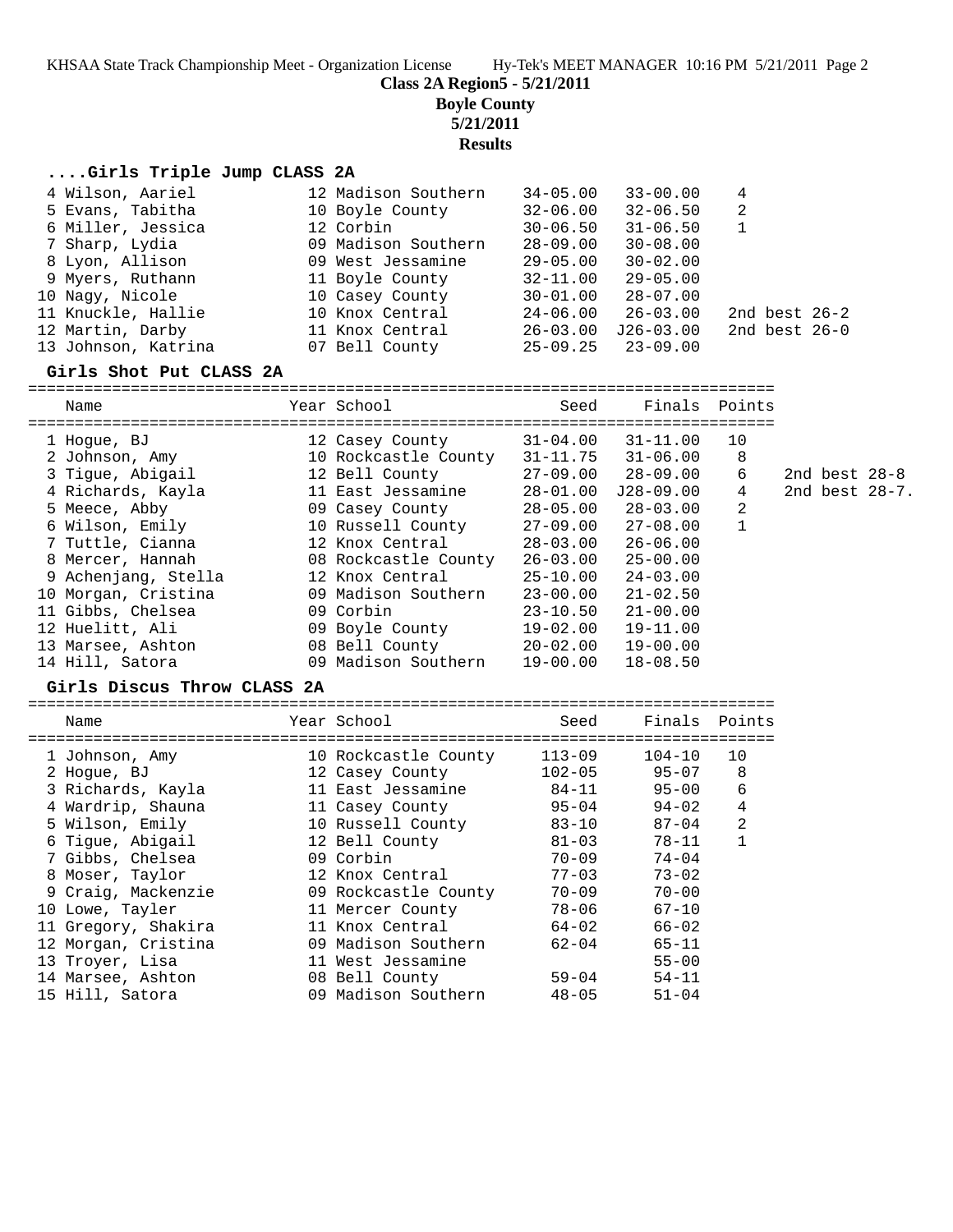**Class 2A Region5 - 5/21/2011**
**Boyle County**
**5/21/2011**
**Results**

### ....Girls Triple Jump CLASS 2A

| Place | Name | Year | School | Seed | Finals | Points | |
|---|---|---|---|---|---|---|---|
| 4 | Wilson, Aariel | 12 | Madison Southern | 34-05.00 | 33-00.00 | 4 | |
| 5 | Evans, Tabitha | 10 | Boyle County | 32-06.00 | 32-06.50 | 2 | |
| 6 | Miller, Jessica | 12 | Corbin | 30-06.50 | 31-06.50 | 1 | |
| 7 | Sharp, Lydia | 09 | Madison Southern | 28-09.00 | 30-08.00 | | |
| 8 | Lyon, Allison | 09 | West Jessamine | 29-05.00 | 30-02.00 | | |
| 9 | Myers, Ruthann | 11 | Boyle County | 32-11.00 | 29-05.00 | | |
| 10 | Nagy, Nicole | 10 | Casey County | 30-01.00 | 28-07.00 | | |
| 11 | Knuckle, Hallie | 10 | Knox Central | 24-06.00 | 26-03.00 | | 2nd best 26-2 |
| 12 | Martin, Darby | 11 | Knox Central | 26-03.00 | J26-03.00 | | 2nd best 26-0 |
| 13 | Johnson, Katrina | 07 | Bell County | 25-09.25 | 23-09.00 | | |

### Girls Shot Put CLASS 2A

| Place | Name | Year | School | Seed | Finals | Points | |
|---|---|---|---|---|---|---|---|
| 1 | Hogue, BJ | 12 | Casey County | 31-04.00 | 31-11.00 | 10 | |
| 2 | Johnson, Amy | 10 | Rockcastle County | 31-11.75 | 31-06.00 | 8 | |
| 3 | Tigue, Abigail | 12 | Bell County | 27-09.00 | 28-09.00 | 6 | 2nd best 28-8 |
| 4 | Richards, Kayla | 11 | East Jessamine | 28-01.00 | J28-09.00 | 4 | 2nd best 28-7. |
| 5 | Meece, Abby | 09 | Casey County | 28-05.00 | 28-03.00 | 2 | |
| 6 | Wilson, Emily | 10 | Russell County | 27-09.00 | 27-08.00 | 1 | |
| 7 | Tuttle, Cianna | 12 | Knox Central | 28-03.00 | 26-06.00 | | |
| 8 | Mercer, Hannah | 08 | Rockcastle County | 26-03.00 | 25-00.00 | | |
| 9 | Achenjang, Stella | 12 | Knox Central | 25-10.00 | 24-03.00 | | |
| 10 | Morgan, Cristina | 09 | Madison Southern | 23-00.00 | 21-02.50 | | |
| 11 | Gibbs, Chelsea | 09 | Corbin | 23-10.50 | 21-00.00 | | |
| 12 | Huelitt, Ali | 09 | Boyle County | 19-02.00 | 19-11.00 | | |
| 13 | Marsee, Ashton | 08 | Bell County | 20-02.00 | 19-00.00 | | |
| 14 | Hill, Satora | 09 | Madison Southern | 19-00.00 | 18-08.50 | | |

### Girls Discus Throw CLASS 2A

| Place | Name | Year | School | Seed | Finals | Points |
|---|---|---|---|---|---|---|
| 1 | Johnson, Amy | 10 | Rockcastle County | 113-09 | 104-10 | 10 |
| 2 | Hogue, BJ | 12 | Casey County | 102-05 | 95-07 | 8 |
| 3 | Richards, Kayla | 11 | East Jessamine | 84-11 | 95-00 | 6 |
| 4 | Wardrip, Shauna | 11 | Casey County | 95-04 | 94-02 | 4 |
| 5 | Wilson, Emily | 10 | Russell County | 83-10 | 87-04 | 2 |
| 6 | Tigue, Abigail | 12 | Bell County | 81-03 | 78-11 | 1 |
| 7 | Gibbs, Chelsea | 09 | Corbin | 70-09 | 74-04 | |
| 8 | Moser, Taylor | 12 | Knox Central | 77-03 | 73-02 | |
| 9 | Craig, Mackenzie | 09 | Rockcastle County | 70-09 | 70-00 | |
| 10 | Lowe, Tayler | 11 | Mercer County | 78-06 | 67-10 | |
| 11 | Gregory, Shakira | 11 | Knox Central | 64-02 | 66-02 | |
| 12 | Morgan, Cristina | 09 | Madison Southern | 62-04 | 65-11 | |
| 13 | Troyer, Lisa | 11 | West Jessamine | | 55-00 | |
| 14 | Marsee, Ashton | 08 | Bell County | 59-04 | 54-11 | |
| 15 | Hill, Satora | 09 | Madison Southern | 48-05 | 51-04 | |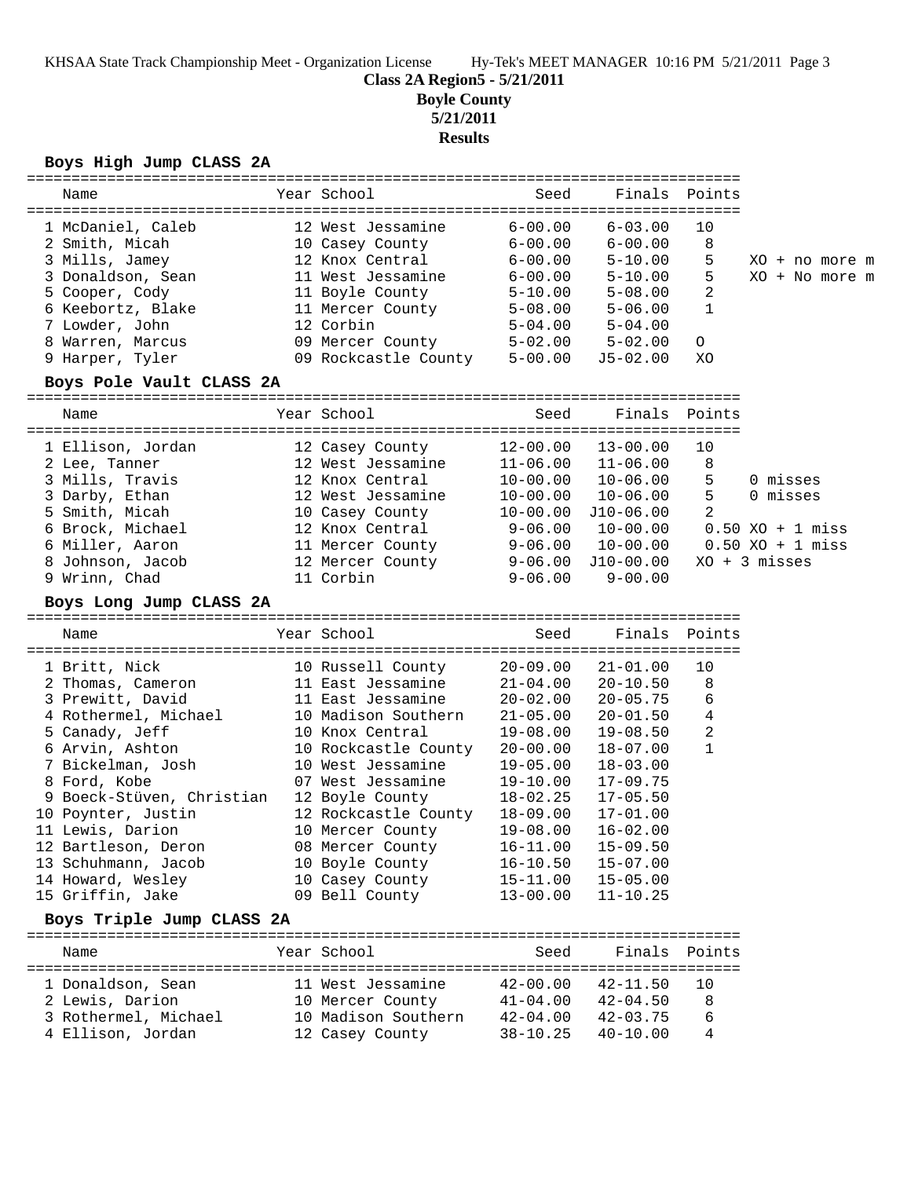**Class 2A Region5 - 5/21/2011**

**Boyle County**

**5/21/2011**

**Results**

### Boys High Jump CLASS 2A

| Name | Year | School | Seed | Finals | Points | |
|---|---|---|---|---|---|---|
| 1 McDaniel, Caleb | 12 | West Jessamine | 6-00.00 | 6-03.00 | 10 | |
| 2 Smith, Micah | 10 | Casey County | 6-00.00 | 6-00.00 | 8 | |
| 3 Mills, Jamey | 12 | Knox Central | 6-00.00 | 5-10.00 | 5 | XO + no more m |
| 3 Donaldson, Sean | 11 | West Jessamine | 6-00.00 | 5-10.00 | 5 | XO + No more m |
| 5 Cooper, Cody | 11 | Boyle County | 5-10.00 | 5-08.00 | 2 | |
| 6 Keebortz, Blake | 11 | Mercer County | 5-08.00 | 5-06.00 | 1 | |
| 7 Lowder, John | 12 | Corbin | 5-04.00 | 5-04.00 | | |
| 8 Warren, Marcus | 09 | Mercer County | 5-02.00 | 5-02.00 | O | |
| 9 Harper, Tyler | 09 | Rockcastle County | 5-00.00 | J5-02.00 | XO | |

### Boys Pole Vault CLASS 2A

| Name | Year | School | Seed | Finals | Points | |
|---|---|---|---|---|---|---|
| 1 Ellison, Jordan | 12 | Casey County | 12-00.00 | 13-00.00 | 10 | |
| 2 Lee, Tanner | 12 | West Jessamine | 11-06.00 | 11-06.00 | 8 | |
| 3 Mills, Travis | 12 | Knox Central | 10-00.00 | 10-06.00 | 5 | 0 misses |
| 3 Darby, Ethan | 12 | West Jessamine | 10-00.00 | 10-06.00 | 5 | 0 misses |
| 5 Smith, Micah | 10 | Casey County | 10-00.00 | J10-06.00 | 2 | |
| 6 Brock, Michael | 12 | Knox Central | 9-06.00 | 10-00.00 | 0.50 | XO + 1 miss |
| 6 Miller, Aaron | 11 | Mercer County | 9-06.00 | 10-00.00 | 0.50 | XO + 1 miss |
| 8 Johnson, Jacob | 12 | Mercer County | 9-06.00 | J10-00.00 | | XO + 3 misses |
| 9 Wrinn, Chad | 11 | Corbin | 9-06.00 | 9-00.00 | | |

### Boys Long Jump CLASS 2A

| Name | Year | School | Seed | Finals | Points |
|---|---|---|---|---|---|
| 1 Britt, Nick | 10 | Russell County | 20-09.00 | 21-01.00 | 10 |
| 2 Thomas, Cameron | 11 | East Jessamine | 21-04.00 | 20-10.50 | 8 |
| 3 Prewitt, David | 11 | East Jessamine | 20-02.00 | 20-05.75 | 6 |
| 4 Rothermel, Michael | 10 | Madison Southern | 21-05.00 | 20-01.50 | 4 |
| 5 Canady, Jeff | 10 | Knox Central | 19-08.00 | 19-08.50 | 2 |
| 6 Arvin, Ashton | 10 | Rockcastle County | 20-00.00 | 18-07.00 | 1 |
| 7 Bickelman, Josh | 10 | West Jessamine | 19-05.00 | 18-03.00 | |
| 8 Ford, Kobe | 07 | West Jessamine | 19-10.00 | 17-09.75 | |
| 9 Boeck-Stüven, Christian | 12 | Boyle County | 18-02.25 | 17-05.50 | |
| 10 Poynter, Justin | 12 | Rockcastle County | 18-09.00 | 17-01.00 | |
| 11 Lewis, Darion | 10 | Mercer County | 19-08.00 | 16-02.00 | |
| 12 Bartleson, Deron | 08 | Mercer County | 16-11.00 | 15-09.50 | |
| 13 Schuhmann, Jacob | 10 | Boyle County | 16-10.50 | 15-07.00 | |
| 14 Howard, Wesley | 10 | Casey County | 15-11.00 | 15-05.00 | |
| 15 Griffin, Jake | 09 | Bell County | 13-00.00 | 11-10.25 | |

### Boys Triple Jump CLASS 2A

| Name | Year | School | Seed | Finals | Points |
|---|---|---|---|---|---|
| 1 Donaldson, Sean | 11 | West Jessamine | 42-00.00 | 42-11.50 | 10 |
| 2 Lewis, Darion | 10 | Mercer County | 41-04.00 | 42-04.50 | 8 |
| 3 Rothermel, Michael | 10 | Madison Southern | 42-04.00 | 42-03.75 | 6 |
| 4 Ellison, Jordan | 12 | Casey County | 38-10.25 | 40-10.00 | 4 |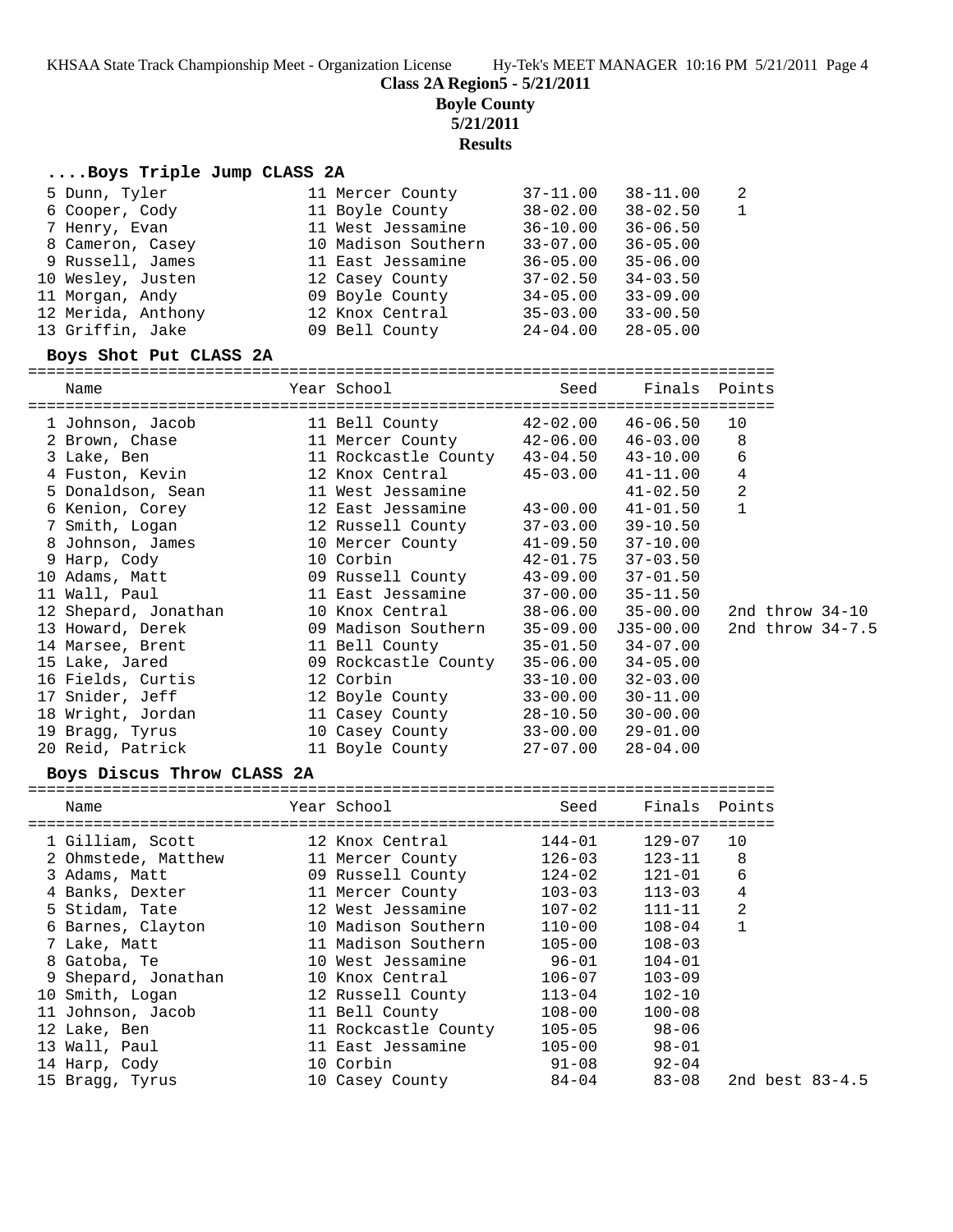**Class 2A Region5 - 5/21/2011**

**Boyle County**

**5/21/2011**

**Results**

### ....Boys Triple Jump CLASS 2A

| Name | Year | School | Seed | Finals | Points |
|---|---|---|---|---|---|
| 5 Dunn, Tyler | 11 | Mercer County | 37-11.00 | 38-11.00 | 2 |
| 6 Cooper, Cody | 11 | Boyle County | 38-02.00 | 38-02.50 | 1 |
| 7 Henry, Evan | 11 | West Jessamine | 36-10.00 | 36-06.50 | |
| 8 Cameron, Casey | 10 | Madison Southern | 33-07.00 | 36-05.00 | |
| 9 Russell, James | 11 | East Jessamine | 36-05.00 | 35-06.00 | |
| 10 Wesley, Justen | 12 | Casey County | 37-02.50 | 34-03.50 | |
| 11 Morgan, Andy | 09 | Boyle County | 34-05.00 | 33-09.00 | |
| 12 Merida, Anthony | 12 | Knox Central | 35-03.00 | 33-00.50 | |
| 13 Griffin, Jake | 09 | Bell County | 24-04.00 | 28-05.00 | |

### Boys Shot Put CLASS 2A

| Name | Year | School | Seed | Finals | Points | |
|---|---|---|---|---|---|---|
| 1 Johnson, Jacob | 11 | Bell County | 42-02.00 | 46-06.50 | 10 | |
| 2 Brown, Chase | 11 | Mercer County | 42-06.00 | 46-03.00 | 8 | |
| 3 Lake, Ben | 11 | Rockcastle County | 43-04.50 | 43-10.00 | 6 | |
| 4 Fuston, Kevin | 12 | Knox Central | 45-03.00 | 41-11.00 | 4 | |
| 5 Donaldson, Sean | 11 | West Jessamine | | 41-02.50 | 2 | |
| 6 Kenion, Corey | 12 | East Jessamine | 43-00.00 | 41-01.50 | 1 | |
| 7 Smith, Logan | 12 | Russell County | 37-03.00 | 39-10.50 | | |
| 8 Johnson, James | 10 | Mercer County | 41-09.50 | 37-10.00 | | |
| 9 Harp, Cody | 10 | Corbin | 42-01.75 | 37-03.50 | | |
| 10 Adams, Matt | 09 | Russell County | 43-09.00 | 37-01.50 | | |
| 11 Wall, Paul | 11 | East Jessamine | 37-00.00 | 35-11.50 | | |
| 12 Shepard, Jonathan | 10 | Knox Central | 38-06.00 | 35-00.00 | | 2nd throw 34-10 |
| 13 Howard, Derek | 09 | Madison Southern | 35-09.00 | J35-00.00 | | 2nd throw 34-7.5 |
| 14 Marsee, Brent | 11 | Bell County | 35-01.50 | 34-07.00 | | |
| 15 Lake, Jared | 09 | Rockcastle County | 35-06.00 | 34-05.00 | | |
| 16 Fields, Curtis | 12 | Corbin | 33-10.00 | 32-03.00 | | |
| 17 Snider, Jeff | 12 | Boyle County | 33-00.00 | 30-11.00 | | |
| 18 Wright, Jordan | 11 | Casey County | 28-10.50 | 30-00.00 | | |
| 19 Bragg, Tyrus | 10 | Casey County | 33-00.00 | 29-01.00 | | |
| 20 Reid, Patrick | 11 | Boyle County | 27-07.00 | 28-04.00 | | |

### Boys Discus Throw CLASS 2A

| Name | Year | School | Seed | Finals | Points | |
|---|---|---|---|---|---|---|
| 1 Gilliam, Scott | 12 | Knox Central | 144-01 | 129-07 | 10 | |
| 2 Ohmstede, Matthew | 11 | Mercer County | 126-03 | 123-11 | 8 | |
| 3 Adams, Matt | 09 | Russell County | 124-02 | 121-01 | 6 | |
| 4 Banks, Dexter | 11 | Mercer County | 103-03 | 113-03 | 4 | |
| 5 Stidam, Tate | 12 | West Jessamine | 107-02 | 111-11 | 2 | |
| 6 Barnes, Clayton | 10 | Madison Southern | 110-00 | 108-04 | 1 | |
| 7 Lake, Matt | 11 | Madison Southern | 105-00 | 108-03 | | |
| 8 Gatoba, Te | 10 | West Jessamine | 96-01 | 104-01 | | |
| 9 Shepard, Jonathan | 10 | Knox Central | 106-07 | 103-09 | | |
| 10 Smith, Logan | 12 | Russell County | 113-04 | 102-10 | | |
| 11 Johnson, Jacob | 11 | Bell County | 108-00 | 100-08 | | |
| 12 Lake, Ben | 11 | Rockcastle County | 105-05 | 98-06 | | |
| 13 Wall, Paul | 11 | East Jessamine | 105-00 | 98-01 | | |
| 14 Harp, Cody | 10 | Corbin | 91-08 | 92-04 | | |
| 15 Bragg, Tyrus | 10 | Casey County | 84-04 | 83-08 | | 2nd best 83-4.5 |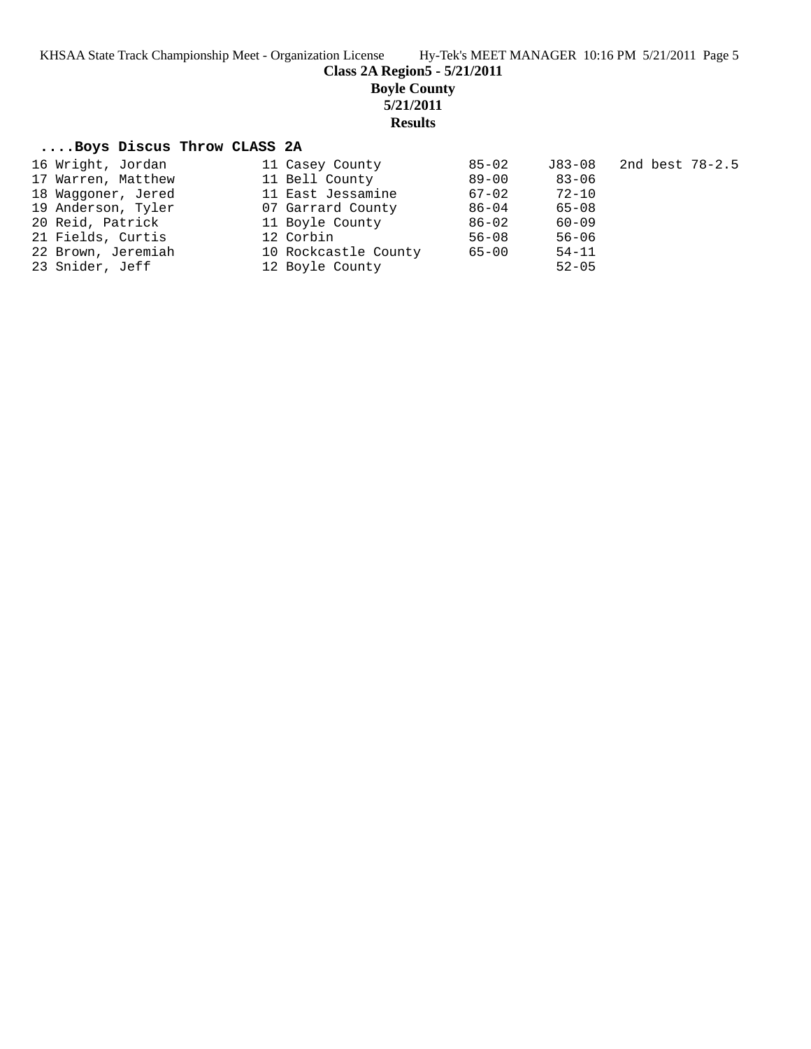# Class 2A Region5 - 5/21/2011

## Boyle County

## 5/21/2011

## Results

### ....Boys Discus Throw CLASS 2A

| | | | | | | |
|---|---|---|---|---|---|---|
| 16 | Wright, Jordan | 11 | Casey County | 85-02 | J83-08 | 2nd best 78-2.5 |
| 17 | Warren, Matthew | 11 | Bell County | 89-00 | 83-06 | |
| 18 | Waggoner, Jered | 11 | East Jessamine | 67-02 | 72-10 | |
| 19 | Anderson, Tyler | 07 | Garrard County | 86-04 | 65-08 | |
| 20 | Reid, Patrick | 11 | Boyle County | 86-02 | 60-09 | |
| 21 | Fields, Curtis | 12 | Corbin | 56-08 | 56-06 | |
| 22 | Brown, Jeremiah | 10 | Rockcastle County | 65-00 | 54-11 | |
| 23 | Snider, Jeff | 12 | Boyle County | | 52-05 | |